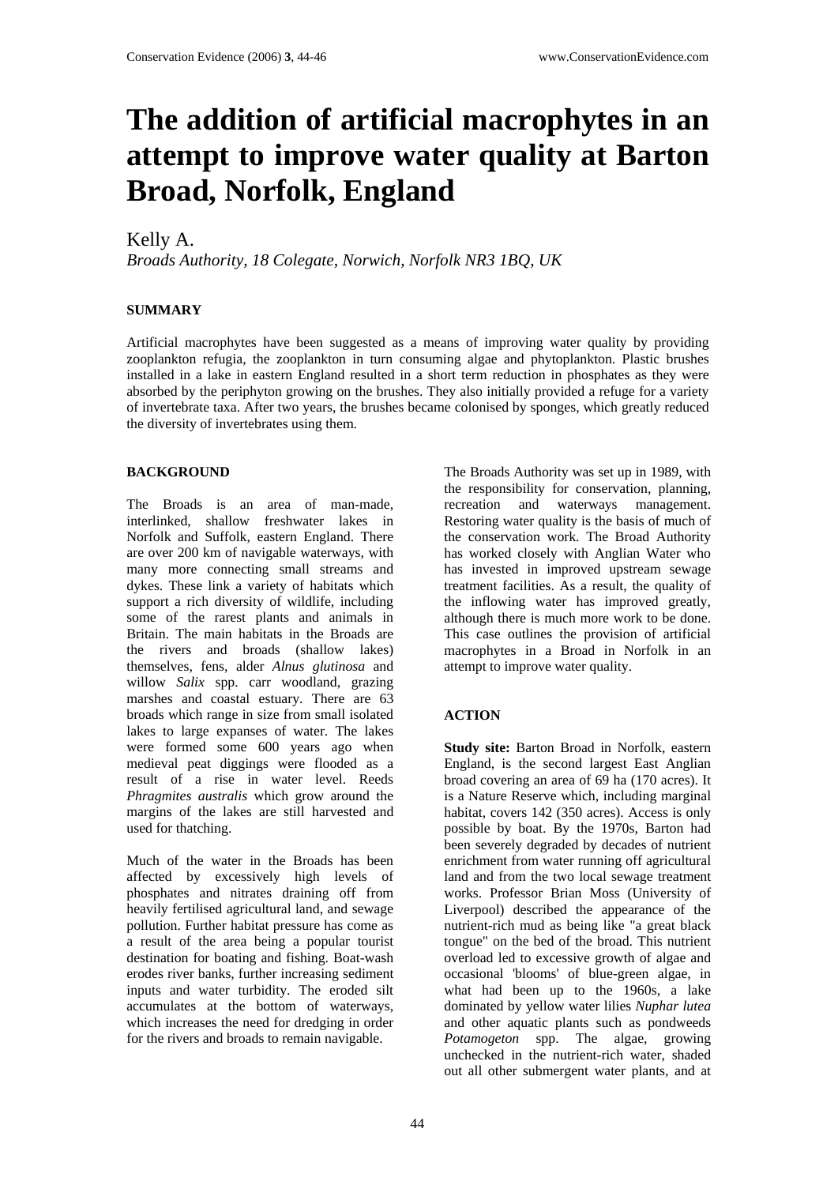# The addition of artificial macrophytes in an attempt to improve water quality at Barton Broad, Norfolk, England

Kelly A.

*Broads Authority, 18 Colegate, Norwich, Norfolk NR3 1BQ, UK*

## SUMMARY

Artificial macrophytes have been suggested as a means of improving water quality by providing zooplankton refugia, the zooplankton in turn consuming algae and phytoplankton. Plastic brushes installed in a lake in eastern England resulted in a short term reduction in phosphates as they were absorbed by the periphyton growing on the brushes. They also initially provided a refuge for a variety of invertebrate taxa. After two years, the brushes became colonised by sponges, which greatly reduced the diversity of invertebrates using them.

## BACKGROUND

The Broads is an area of man-made, interlinked, shallow freshwater lakes in Norfolk and Suffolk, eastern England. There are over 200 km of navigable waterways, with many more connecting small streams and dykes. These link a variety of habitats which support a rich diversity of wildlife, including some of the rarest plants and animals in Britain. The main habitats in the Broads are the rivers and broads (shallow lakes) themselves, fens, alder *Alnus glutinosa* and willow *Salix* spp. carr woodland, grazing marshes and coastal estuary. There are 63 broads which range in size from small isolated lakes to large expanses of water. The lakes were formed some 600 years ago when medieval peat diggings were flooded as a result of a rise in water level. Reeds *Phragmites australis* which grow around the margins of the lakes are still harvested and used for thatching.

Much of the water in the Broads has been affected by excessively high levels of phosphates and nitrates draining off from heavily fertilised agricultural land, and sewage pollution. Further habitat pressure has come as a result of the area being a popular tourist destination for boating and fishing. Boat-wash erodes river banks, further increasing sediment inputs and water turbidity. The eroded silt accumulates at the bottom of waterways, which increases the need for dredging in order for the rivers and broads to remain navigable.

The Broads Authority was set up in 1989, with the responsibility for conservation, planning, recreation and waterways management. Restoring water quality is the basis of much of the conservation work. The Broad Authority has worked closely with Anglian Water who has invested in improved upstream sewage treatment facilities. As a result, the quality of the inflowing water has improved greatly, although there is much more work to be done. This case outlines the provision of artificial macrophytes in a Broad in Norfolk in an attempt to improve water quality.

## ACTION

**Study site:** Barton Broad in Norfolk, eastern England, is the second largest East Anglian broad covering an area of 69 ha (170 acres). It is a Nature Reserve which, including marginal habitat, covers 142 (350 acres). Access is only possible by boat. By the 1970s, Barton had been severely degraded by decades of nutrient enrichment from water running off agricultural land and from the two local sewage treatment works. Professor Brian Moss (University of Liverpool) described the appearance of the nutrient-rich mud as being like "a great black tongue" on the bed of the broad. This nutrient overload led to excessive growth of algae and occasional 'blooms' of blue-green algae, in what had been up to the 1960s, a lake dominated by yellow water lilies *Nuphar lutea* and other aquatic plants such as pondweeds *Potamogeton* spp. The algae, growing unchecked in the nutrient-rich water, shaded out all other submergent water plants, and at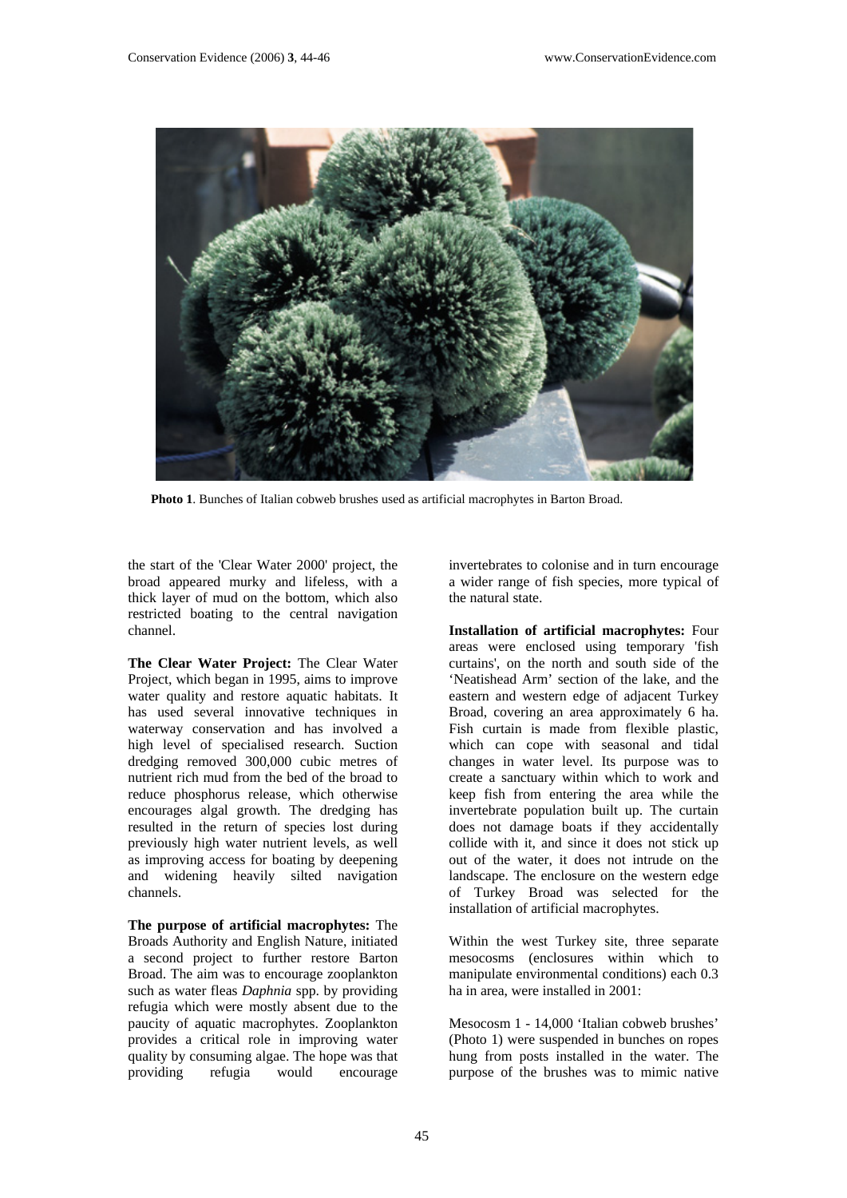**Photo 1**. Bunches of Italian cobweb brushes used as artificial macrophytes in Barton Broad.

the start of the 'Clear Water 2000' project, the broad appeared murky and lifeless, with a thick layer of mud on the bottom, which also restricted boating to the central navigation channel.

**The Clear Water Project:** The Clear Water Project, which began in 1995, aims to improve water quality and restore aquatic habitats. It has used several innovative techniques in waterway conservation and has involved a high level of specialised research. Suction dredging removed 300,000 cubic metres of nutrient rich mud from the bed of the broad to reduce phosphorus release, which otherwise encourages algal growth. The dredging has resulted in the return of species lost during previously high water nutrient levels, as well as improving access for boating by deepening and widening heavily silted navigation channels.

**The purpose of artificial macrophytes:** The Broads Authority and English Nature, initiated a second project to further restore Barton Broad. The aim was to encourage zooplankton such as water fleas *Daphnia* spp. by providing refugia which were mostly absent due to the paucity of aquatic macrophytes. Zooplankton provides a critical role in improving water quality by consuming algae. The hope was that providing refugia would encourage invertebrates to colonise and in turn encourage a wider range of fish species, more typical of the natural state.

**Installation of artificial macrophytes:** Four areas were enclosed using temporary 'fish curtains', on the north and south side of the 'Neatishead Arm' section of the lake, and the eastern and western edge of adjacent Turkey Broad, covering an area approximately 6 ha. Fish curtain is made from flexible plastic, which can cope with seasonal and tidal changes in water level. Its purpose was to create a sanctuary within which to work and keep fish from entering the area while the invertebrate population built up. The curtain does not damage boats if they accidentally collide with it, and since it does not stick up out of the water, it does not intrude on the landscape. The enclosure on the western edge of Turkey Broad was selected for the installation of artificial macrophytes.

Within the west Turkey site, three separate mesocosms (enclosures within which to manipulate environmental conditions) each 0.3 ha in area, were installed in 2001:

Mesocosm 1 - 14,000 'Italian cobweb brushes' (Photo 1) were suspended in bunches on ropes hung from posts installed in the water. The purpose of the brushes was to mimic native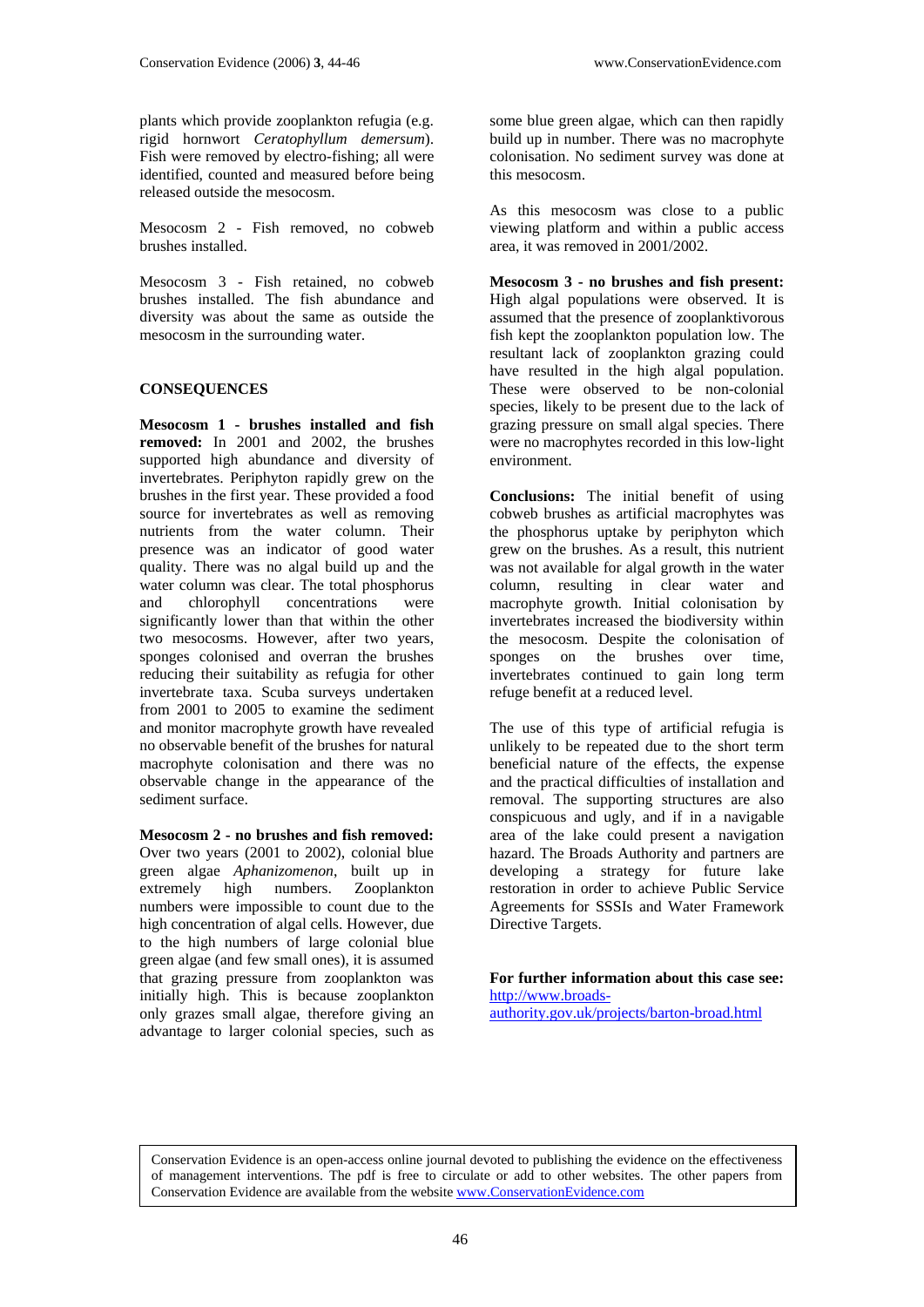plants which provide zooplankton refugia (e.g. rigid hornwort *Ceratophyllum demersum*). Fish were removed by electro-fishing; all were identified, counted and measured before being released outside the mesocosm.

Mesocosm 2 - Fish removed, no cobweb brushes installed.

Mesocosm 3 - Fish retained, no cobweb brushes installed. The fish abundance and diversity was about the same as outside the mesocosm in the surrounding water.

## CONSEQUENCES

**Mesocosm 1 - brushes installed and fish removed:** In 2001 and 2002, the brushes supported high abundance and diversity of invertebrates. Periphyton rapidly grew on the brushes in the first year. These provided a food source for invertebrates as well as removing nutrients from the water column. Their presence was an indicator of good water quality. There was no algal build up and the water column was clear. The total phosphorus and chlorophyll concentrations were significantly lower than that within the other two mesocosms. However, after two years, sponges colonised and overran the brushes reducing their suitability as refugia for other invertebrate taxa. Scuba surveys undertaken from 2001 to 2005 to examine the sediment and monitor macrophyte growth have revealed no observable benefit of the brushes for natural macrophyte colonisation and there was no observable change in the appearance of the sediment surface.

**Mesocosm 2 - no brushes and fish removed:** Over two years (2001 to 2002), colonial blue green algae *Aphanizomenon*, built up in extremely high numbers. Zooplankton numbers were impossible to count due to the high concentration of algal cells. However, due to the high numbers of large colonial blue green algae (and few small ones), it is assumed that grazing pressure from zooplankton was initially high. This is because zooplankton only grazes small algae, therefore giving an advantage to larger colonial species, such as some blue green algae, which can then rapidly build up in number. There was no macrophyte colonisation. No sediment survey was done at this mesocosm.

As this mesocosm was close to a public viewing platform and within a public access area, it was removed in 2001/2002.

**Mesocosm 3 - no brushes and fish present:** High algal populations were observed. It is assumed that the presence of zooplanktivorous fish kept the zooplankton population low. The resultant lack of zooplankton grazing could have resulted in the high algal population. These were observed to be non-colonial species, likely to be present due to the lack of grazing pressure on small algal species. There were no macrophytes recorded in this low-light environment.

**Conclusions:** The initial benefit of using cobweb brushes as artificial macrophytes was the phosphorus uptake by periphyton which grew on the brushes. As a result, this nutrient was not available for algal growth in the water column, resulting in clear water and macrophyte growth. Initial colonisation by invertebrates increased the biodiversity within the mesocosm. Despite the colonisation of sponges on the brushes over time, invertebrates continued to gain long term refuge benefit at a reduced level.

The use of this type of artificial refugia is unlikely to be repeated due to the short term beneficial nature of the effects, the expense and the practical difficulties of installation and removal. The supporting structures are also conspicuous and ugly, and if in a navigable area of the lake could present a navigation hazard. The Broads Authority and partners are developing a strategy for future lake restoration in order to achieve Public Service Agreements for SSSIs and Water Framework Directive Targets.

**For further information about this case see:** http://www.broads-authority.gov.uk/projects/barton-broad.html

Conservation Evidence is an open-access online journal devoted to publishing the evidence on the effectiveness of management interventions. The pdf is free to circulate or add to other websites. The other papers from Conservation Evidence are available from the website www.ConservationEvidence.com